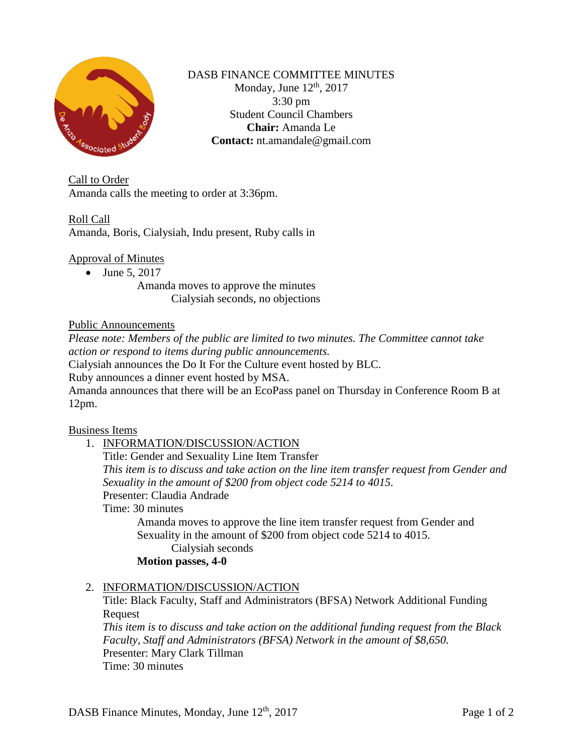# DASB FINANCE COMMITTEE MINUTES

Monday, June 12th, 2017
3:30 pm
Student Council Chambers
**Chair:** Amanda Le
**Contact:** nt.amandale@gmail.com

## Call to Order

Amanda calls the meeting to order at 3:36pm.

## Roll Call

Amanda, Boris, Cialysiah, Indu present, Ruby calls in

## Approval of Minutes

- June 5, 2017

  Amanda moves to approve the minutes

  Cialysiah seconds, no objections

## Public Announcements

*Please note: Members of the public are limited to two minutes. The Committee cannot take action or respond to items during public announcements.*

Cialysiah announces the Do It For the Culture event hosted by BLC.

Ruby announces a dinner event hosted by MSA.

Amanda announces that there will be an EcoPass panel on Thursday in Conference Room B at 12pm.

## Business Items

1. INFORMATION/DISCUSSION/ACTION

   Title: Gender and Sexuality Line Item Transfer

   *This item is to discuss and take action on the line item transfer request from Gender and Sexuality in the amount of $200 from object code 5214 to 4015.*

   Presenter: Claudia Andrade

   Time: 30 minutes

   Amanda moves to approve the line item transfer request from Gender and Sexuality in the amount of $200 from object code 5214 to 4015.

   Cialysiah seconds

   **Motion passes, 4-0**

2. INFORMATION/DISCUSSION/ACTION

   Title: Black Faculty, Staff and Administrators (BFSA) Network Additional Funding Request

   *This item is to discuss and take action on the additional funding request from the Black Faculty, Staff and Administrators (BFSA) Network in the amount of $8,650.*

   Presenter: Mary Clark Tillman

   Time: 30 minutes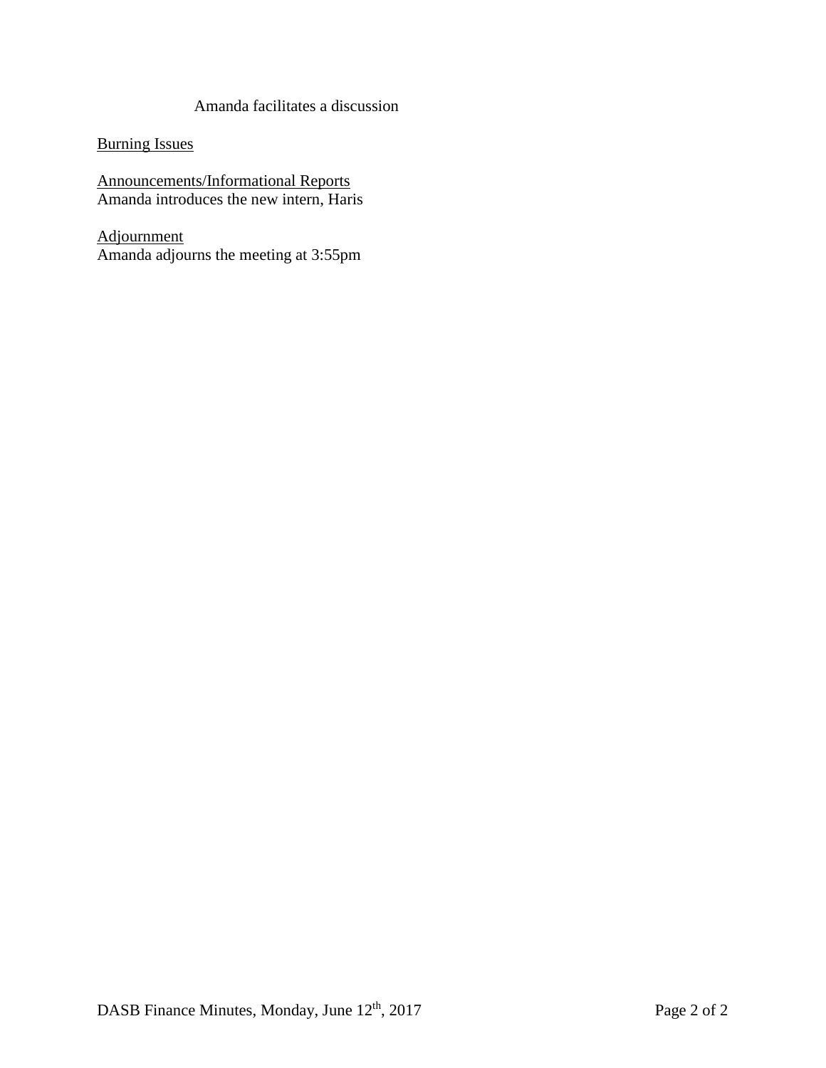Amanda facilitates a discussion

<u>Burning Issues</u>

<u>Announcements/Informational Reports</u>
Amanda introduces the new intern, Haris

<u>Adjournment</u>
Amanda adjourns the meeting at 3:55pm